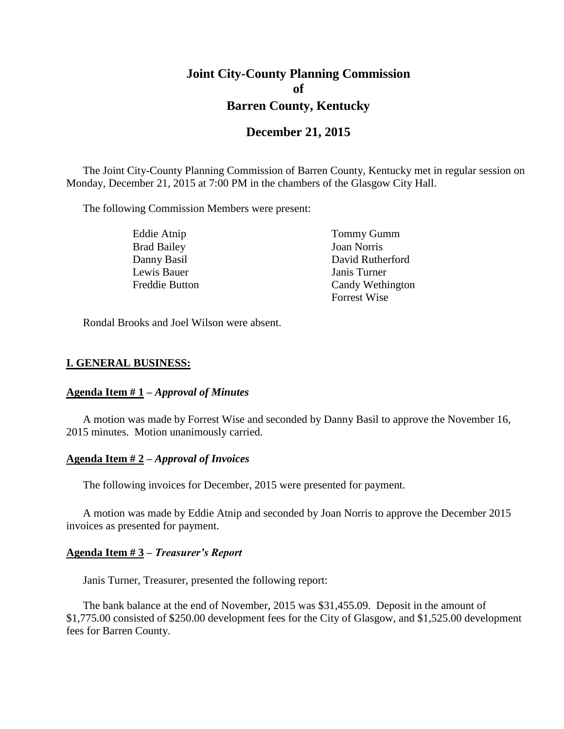# Joint City-County Planning Commission of Barren County, Kentucky

## December 21, 2015

The Joint City-County Planning Commission of Barren County, Kentucky met in regular session on Monday, December 21, 2015 at 7:00 PM in the chambers of the Glasgow City Hall.

The following Commission Members were present:

| | |
|---|---|
| Eddie Atnip | Tommy Gumm |
| Brad Bailey | Joan Norris |
| Danny Basil | David Rutherford |
| Lewis Bauer | Janis Turner |
| Freddie Button | Candy Wethington |
| | Forrest Wise |

Rondal Brooks and Joel Wilson were absent.

### I. GENERAL BUSINESS:

**Agenda Item # 1** – ***Approval of Minutes***

A motion was made by Forrest Wise and seconded by Danny Basil to approve the November 16, 2015 minutes. Motion unanimously carried.

**Agenda Item # 2** – ***Approval of Invoices***

The following invoices for December, 2015 were presented for payment.

A motion was made by Eddie Atnip and seconded by Joan Norris to approve the December 2015 invoices as presented for payment.

**Agenda Item # 3** – ***Treasurer's Report***

Janis Turner, Treasurer, presented the following report:

The bank balance at the end of November, 2015 was $31,455.09. Deposit in the amount of $1,775.00 consisted of $250.00 development fees for the City of Glasgow, and $1,525.00 development fees for Barren County.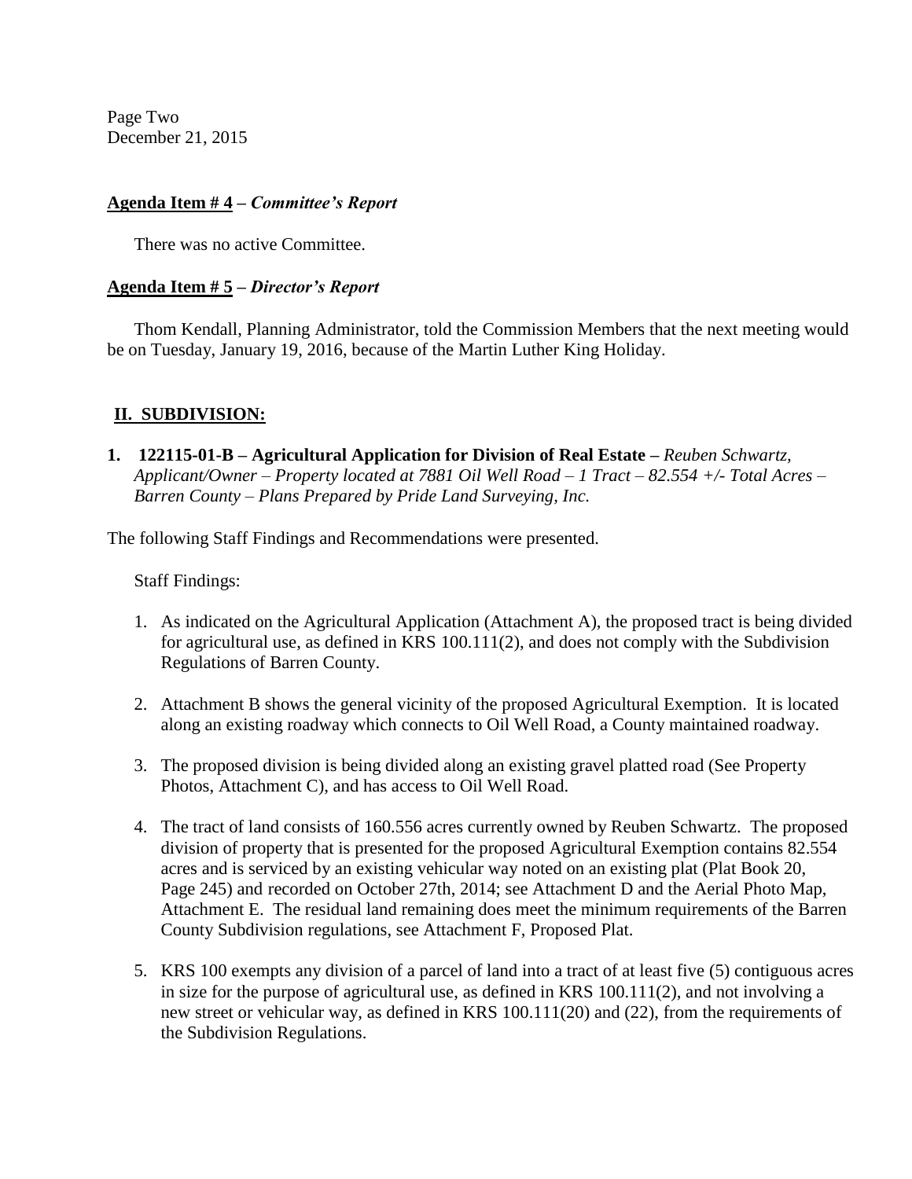**Agenda Item # 4** – ***Committee's Report***

There was no active Committee.

**Agenda Item # 5** – ***Director's Report***

Thom Kendall, Planning Administrator, told the Commission Members that the next meeting would be on Tuesday, January 19, 2016, because of the Martin Luther King Holiday.

## II. SUBDIVISION:

**1. 122115-01-B – Agricultural Application for Division of Real Estate –** *Reuben Schwartz, Applicant/Owner – Property located at 7881 Oil Well Road – 1 Tract – 82.554 +/- Total Acres – Barren County – Plans Prepared by Pride Land Surveying, Inc.*

The following Staff Findings and Recommendations were presented.

Staff Findings:

1. As indicated on the Agricultural Application (Attachment A), the proposed tract is being divided for agricultural use, as defined in KRS 100.111(2), and does not comply with the Subdivision Regulations of Barren County.

2. Attachment B shows the general vicinity of the proposed Agricultural Exemption. It is located along an existing roadway which connects to Oil Well Road, a County maintained roadway.

3. The proposed division is being divided along an existing gravel platted road (See Property Photos, Attachment C), and has access to Oil Well Road.

4. The tract of land consists of 160.556 acres currently owned by Reuben Schwartz. The proposed division of property that is presented for the proposed Agricultural Exemption contains 82.554 acres and is serviced by an existing vehicular way noted on an existing plat (Plat Book 20, Page 245) and recorded on October 27th, 2014; see Attachment D and the Aerial Photo Map, Attachment E. The residual land remaining does meet the minimum requirements of the Barren County Subdivision regulations, see Attachment F, Proposed Plat.

5. KRS 100 exempts any division of a parcel of land into a tract of at least five (5) contiguous acres in size for the purpose of agricultural use, as defined in KRS 100.111(2), and not involving a new street or vehicular way, as defined in KRS 100.111(20) and (22), from the requirements of the Subdivision Regulations.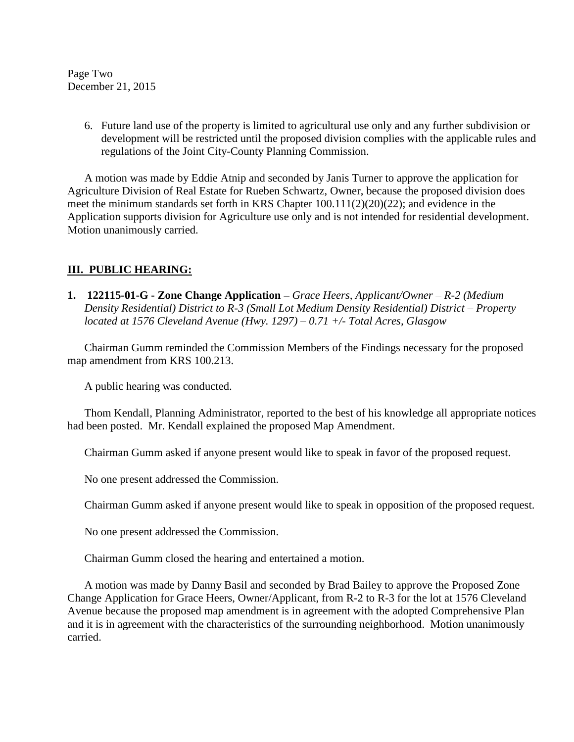6. Future land use of the property is limited to agricultural use only and any further subdivision or development will be restricted until the proposed division complies with the applicable rules and regulations of the Joint City-County Planning Commission.

A motion was made by Eddie Atnip and seconded by Janis Turner to approve the application for Agriculture Division of Real Estate for Rueben Schwartz, Owner, because the proposed division does meet the minimum standards set forth in KRS Chapter 100.111(2)(20)(22); and evidence in the Application supports division for Agriculture use only and is not intended for residential development. Motion unanimously carried.

## III. PUBLIC HEARING:

**1. 122115-01-G - Zone Change Application –** *Grace Heers, Applicant/Owner – R-2 (Medium Density Residential) District to R-3 (Small Lot Medium Density Residential) District – Property located at 1576 Cleveland Avenue (Hwy. 1297) – 0.71 +/- Total Acres, Glasgow*

Chairman Gumm reminded the Commission Members of the Findings necessary for the proposed map amendment from KRS 100.213.

A public hearing was conducted.

Thom Kendall, Planning Administrator, reported to the best of his knowledge all appropriate notices had been posted. Mr. Kendall explained the proposed Map Amendment.

Chairman Gumm asked if anyone present would like to speak in favor of the proposed request.

No one present addressed the Commission.

Chairman Gumm asked if anyone present would like to speak in opposition of the proposed request.

No one present addressed the Commission.

Chairman Gumm closed the hearing and entertained a motion.

A motion was made by Danny Basil and seconded by Brad Bailey to approve the Proposed Zone Change Application for Grace Heers, Owner/Applicant, from R-2 to R-3 for the lot at 1576 Cleveland Avenue because the proposed map amendment is in agreement with the adopted Comprehensive Plan and it is in agreement with the characteristics of the surrounding neighborhood. Motion unanimously carried.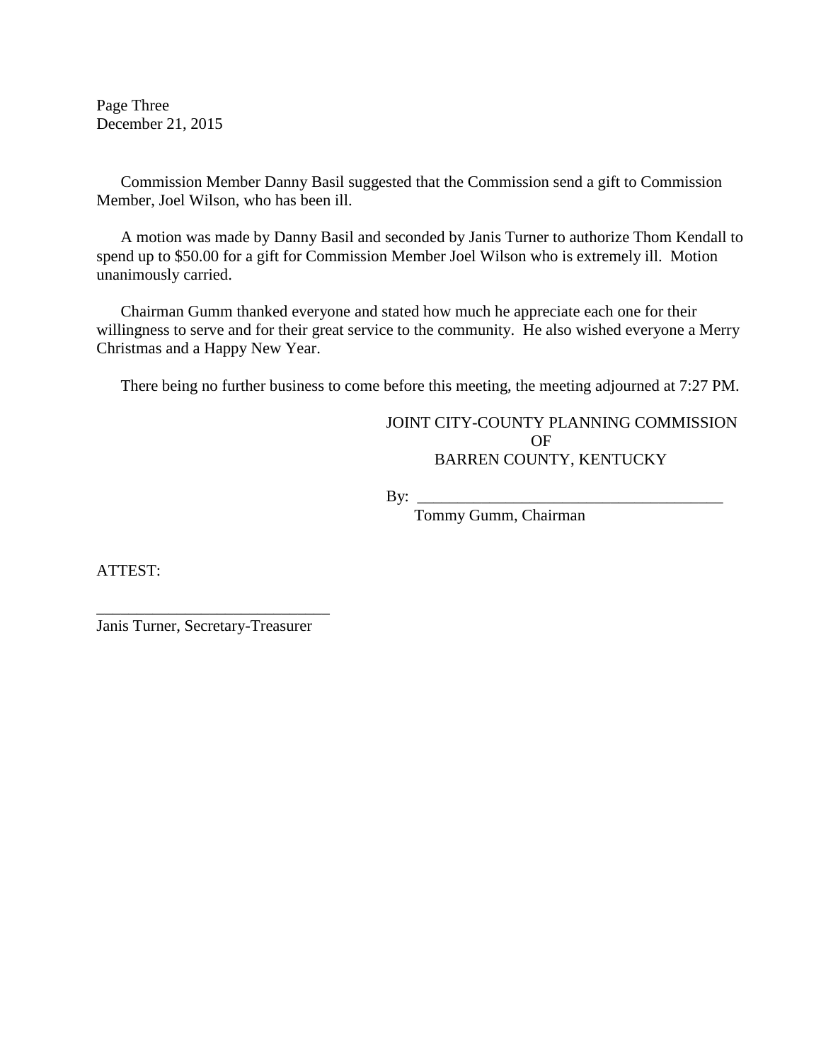Page Three
December 21, 2015

Commission Member Danny Basil suggested that the Commission send a gift to Commission Member, Joel Wilson, who has been ill.

A motion was made by Danny Basil and seconded by Janis Turner to authorize Thom Kendall to spend up to $50.00 for a gift for Commission Member Joel Wilson who is extremely ill. Motion unanimously carried.

Chairman Gumm thanked everyone and stated how much he appreciate each one for their willingness to serve and for their great service to the community. He also wished everyone a Merry Christmas and a Happy New Year.

There being no further business to come before this meeting, the meeting adjourned at 7:27 PM.

JOINT CITY-COUNTY PLANNING COMMISSION
OF
BARREN COUNTY, KENTUCKY

By: ______________________________________
Tommy Gumm, Chairman

ATTEST:

_____________________________
Janis Turner, Secretary-Treasurer